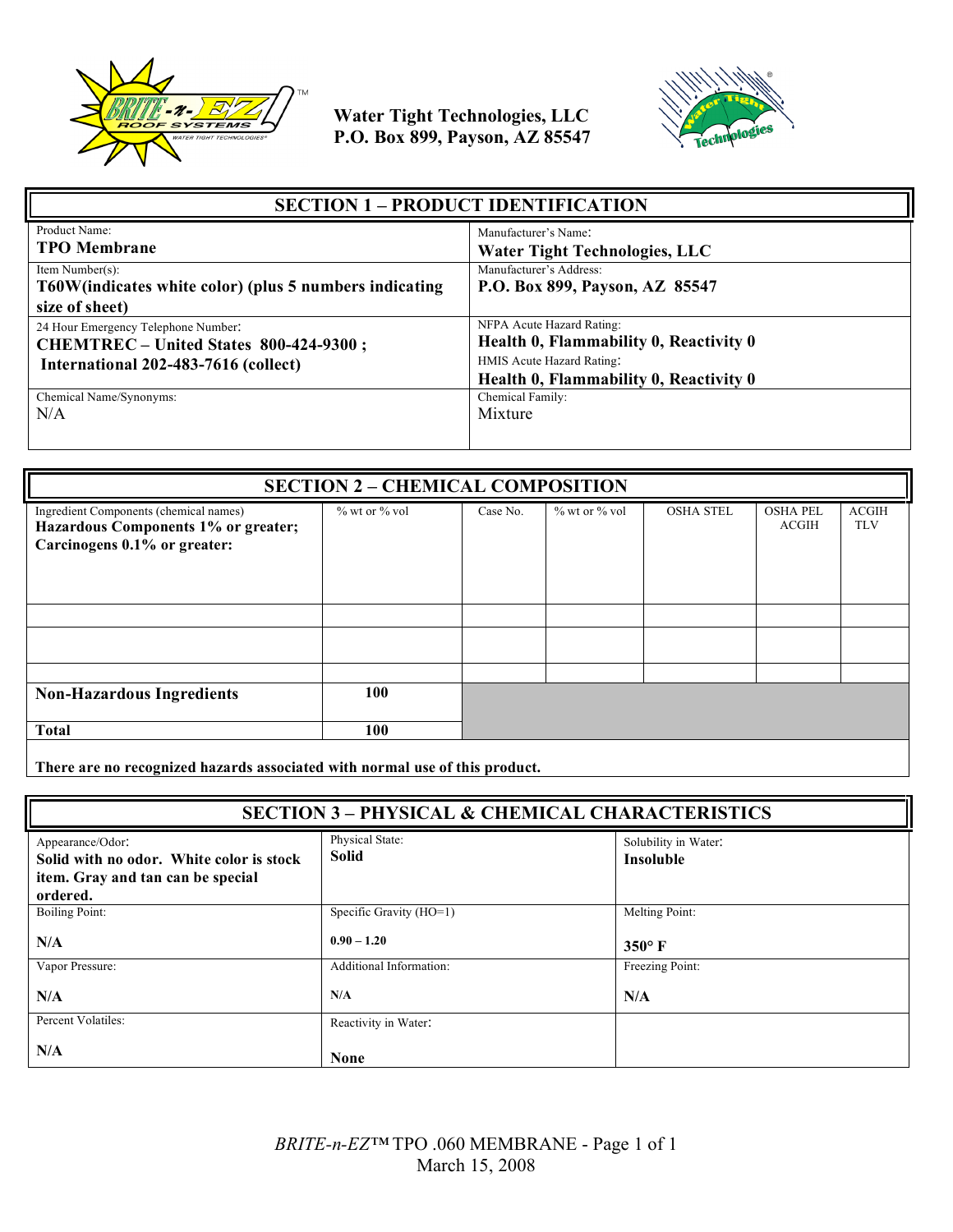Water Tight Technologies, LLC
P.O. Box 899, Payson, AZ 85547

## SECTION 1 – PRODUCT IDENTIFICATION

| | |
|---|---|
| Product Name:<br>**TPO Membrane** | Manufacturer's Name:<br>**Water Tight Technologies, LLC** |
| Item Number(s):<br>**T60W(indicates white color) (plus 5 numbers indicating size of sheet)** | Manufacturer's Address:<br>**P.O. Box 899, Payson, AZ 85547** |
| 24 Hour Emergency Telephone Number:<br>**CHEMTREC – United States 800-424-9300 ;**<br>**International 202-483-7616 (collect)** | NFPA Acute Hazard Rating:<br>**Health 0, Flammability 0, Reactivity 0**<br>HMIS Acute Hazard Rating:<br>**Health 0, Flammability 0, Reactivity 0** |
| Chemical Name/Synonyms:<br>N/A | Chemical Family:<br>Mixture |

## SECTION 2 – CHEMICAL COMPOSITION

| Ingredient Components (chemical names)<br>**Hazardous Components 1% or greater; Carcinogens 0.1% or greater:** | % wt or % vol | Case No. | % wt or % vol | OSHA STEL | OSHA PEL ACGIH | ACGIH TLV |
|---|---|---|---|---|---|---|
| | | | | | | |
| | | | | | | |
| | | | | | | |
| **Non-Hazardous Ingredients** | **100** | | | | | |
| **Total** | **100** | | | | | |

**There are no recognized hazards associated with normal use of this product.**

## SECTION 3 – PHYSICAL & CHEMICAL CHARACTERISTICS

| | | |
|---|---|---|
| Appearance/Odor:<br>**Solid with no odor. White color is stock item. Gray and tan can be special ordered.** | Physical State:<br>**Solid** | Solubility in Water:<br>**Insoluble** |
| Boiling Point:<br>**N/A** | Specific Gravity (HO=1)<br>**0.90 – 1.20** | Melting Point:<br>**350° F** |
| Vapor Pressure:<br>**N/A** | Additional Information:<br>**N/A** | Freezing Point:<br>**N/A** |
| Percent Volatiles:<br>**N/A** | Reactivity in Water:<br>**None** | |

*BRITE-n-EZ*™ TPO .060 MEMBRANE - Page 1 of 1
March 15, 2008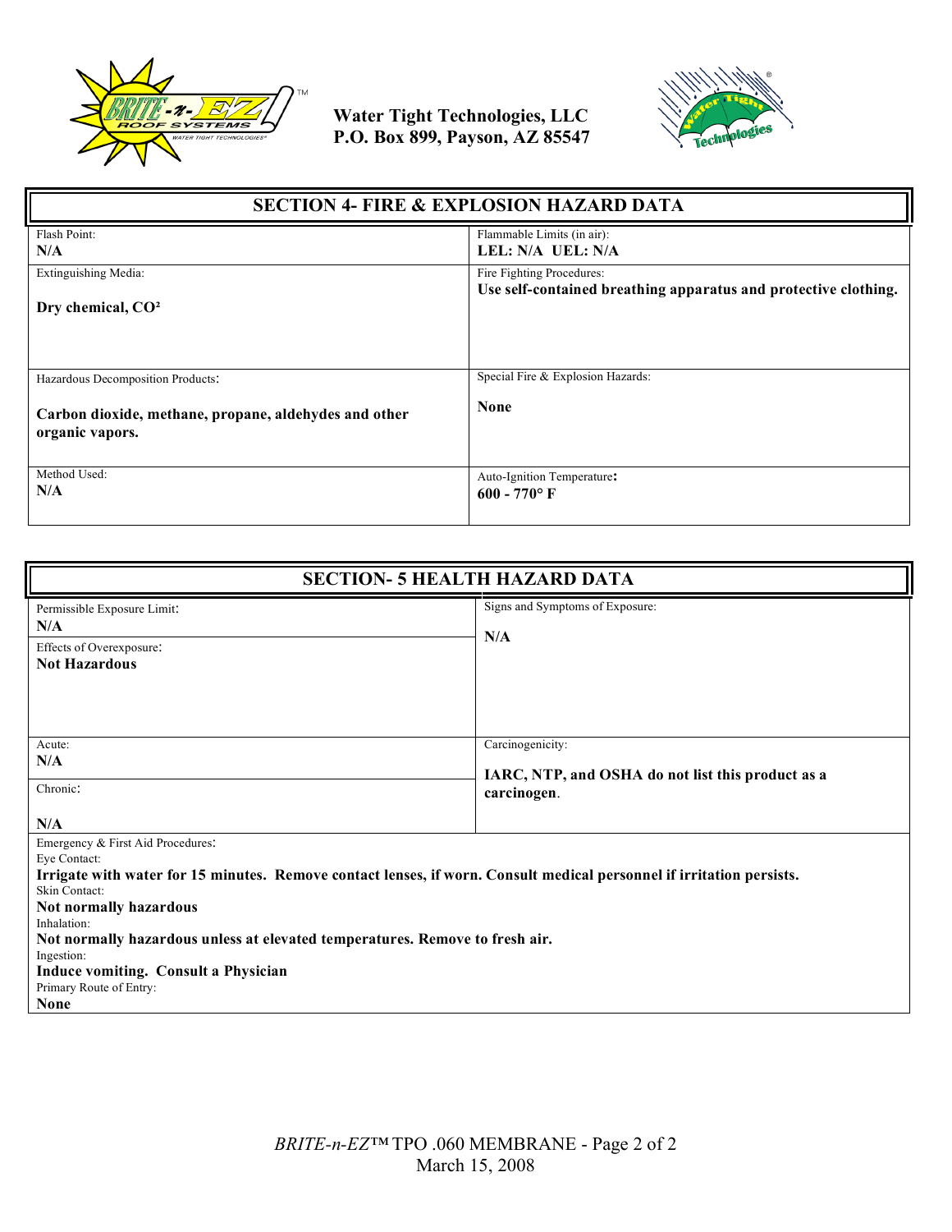Water Tight Technologies, LLC
P.O. Box 899, Payson, AZ 85547

## SECTION 4- FIRE & EXPLOSION HAZARD DATA

| | |
|---|---|
| Flash Point:<br>**N/A** | Flammable Limits (in air):<br>**LEL: N/A UEL: N/A** |
| Extinguishing Media:<br>**Dry chemical, $CO^2$** | Fire Fighting Procedures:<br>**Use self-contained breathing apparatus and protective clothing.** |
| Hazardous Decomposition Products:<br>**Carbon dioxide, methane, propane, aldehydes and other organic vapors.** | Special Fire & Explosion Hazards:<br>**None** |
| Method Used:<br>**N/A** | Auto-Ignition Temperature:<br>**600 - 770° F** |

## SECTION- 5 HEALTH HAZARD DATA

| | |
|---|---|
| Permissible Exposure Limit:<br>**N/A**<br>Effects of Overexposure:<br>**Not Hazardous** | Signs and Symptoms of Exposure:<br>**N/A** |
| Acute:<br>**N/A**<br>Chronic:<br>**N/A** | Carcinogenicity:<br>**IARC, NTP, and OSHA do not list this product as a carcinogen**. |

Emergency & First Aid Procedures:

Eye Contact:
**Irrigate with water for 15 minutes. Remove contact lenses, if worn. Consult medical personnel if irritation persists.**

Skin Contact:
**Not normally hazardous**

Inhalation:
**Not normally hazardous unless at elevated temperatures. Remove to fresh air.**

Ingestion:
**Induce vomiting. Consult a Physician**

Primary Route of Entry:
**None**

*BRITE-n-EZ*™ TPO .060 MEMBRANE
March 15, 2008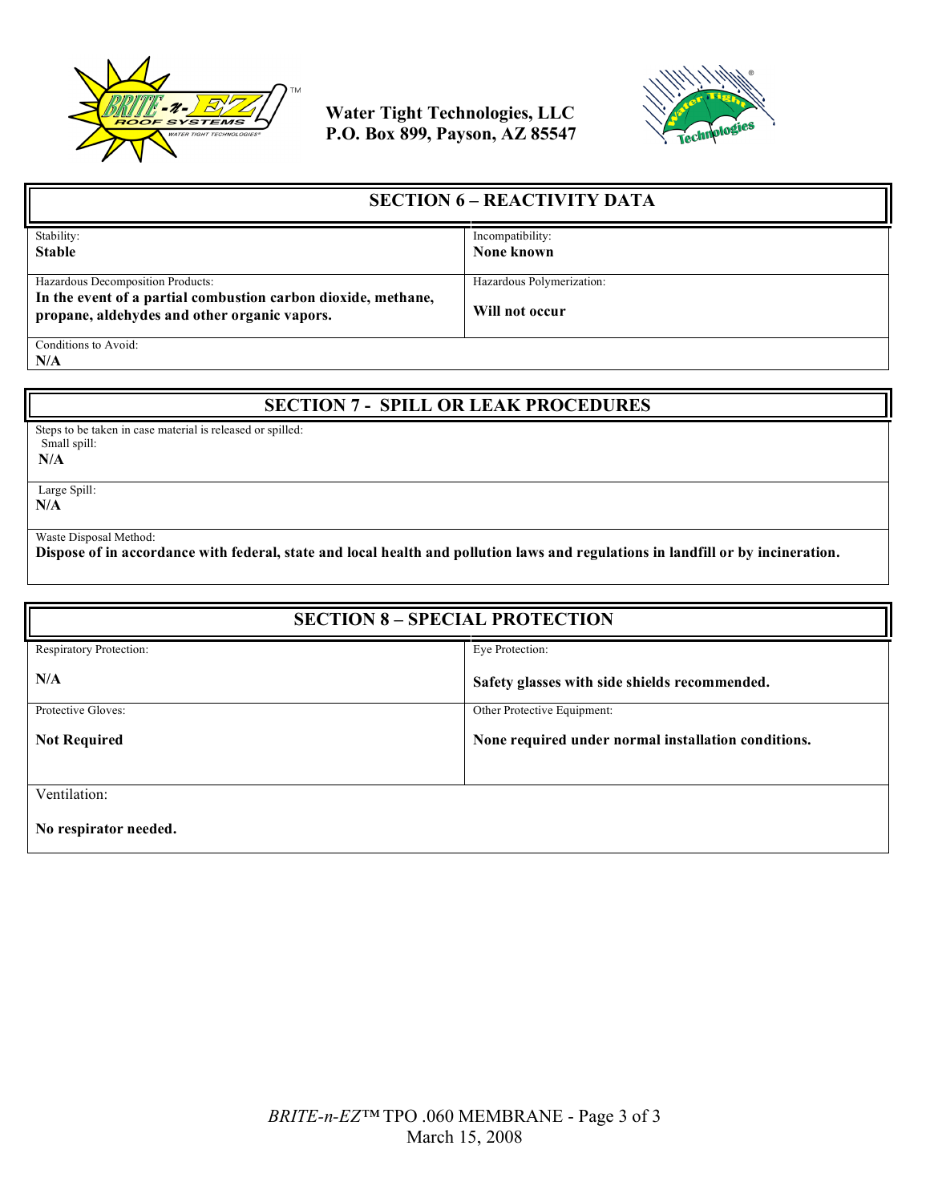Water Tight Technologies, LLC
P.O. Box 899, Payson, AZ 85547

## SECTION 6 – REACTIVITY DATA

| | |
|---|---|
| Stability:<br>**Stable** | Incompatibility:<br>**None known** |
| Hazardous Decomposition Products:<br>**In the event of a partial combustion carbon dioxide, methane, propane, aldehydes and other organic vapors.** | Hazardous Polymerization:<br>**Will not occur** |
| Conditions to Avoid:<br>**N/A** | |

## SECTION 7 - SPILL OR LEAK PROCEDURES

Steps to be taken in case material is released or spilled:

Small spill:
**N/A**

Large Spill:
**N/A**

Waste Disposal Method:
**Dispose of in accordance with federal, state and local health and pollution laws and regulations in landfill or by incineration.**

## SECTION 8 – SPECIAL PROTECTION

| | |
|---|---|
| Respiratory Protection:<br>**N/A** | Eye Protection:<br>**Safety glasses with side shields recommended.** |
| Protective Gloves:<br>**Not Required** | Other Protective Equipment:<br>**None required under normal installation conditions.** |
| Ventilation:<br>**No respirator needed.** | |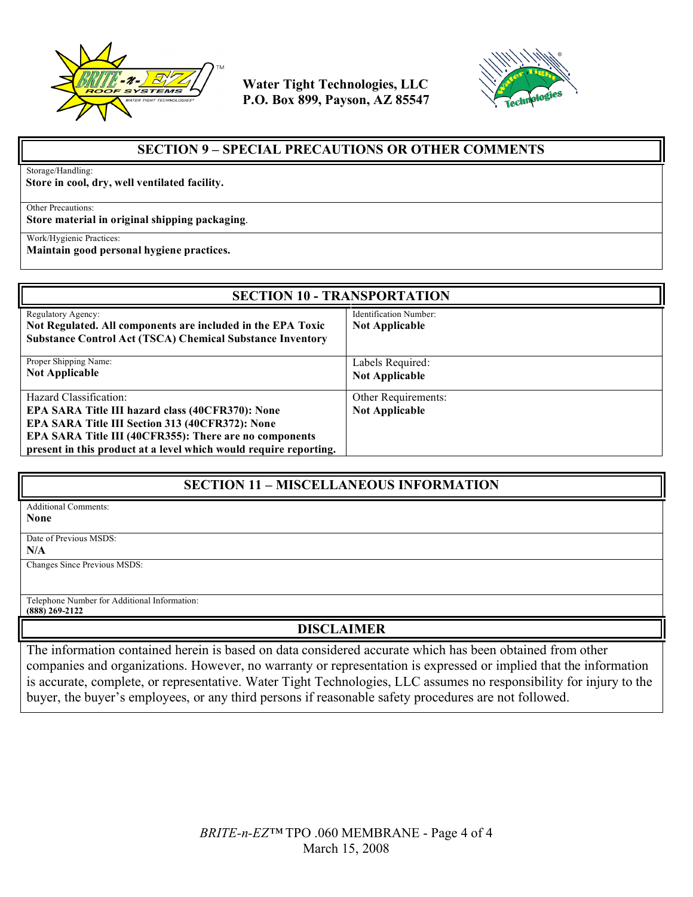Water Tight Technologies, LLC
P.O. Box 899, Payson, AZ 85547

## SECTION 9 – SPECIAL PRECAUTIONS OR OTHER COMMENTS

Storage/Handling:
**Store in cool, dry, well ventilated facility.**

Other Precautions:
**Store material in original shipping packaging**.

Work/Hygienic Practices:
**Maintain good personal hygiene practices.**

## SECTION 10 - TRANSPORTATION

| | |
|---|---|
| Regulatory Agency:<br>**Not Regulated. All components are included in the EPA Toxic Substance Control Act (TSCA) Chemical Substance Inventory** | Identification Number:<br>**Not Applicable** |
| Proper Shipping Name:<br>**Not Applicable** | Labels Required:<br>**Not Applicable** |
| Hazard Classification:<br>**EPA SARA Title III hazard class (40CFR370): None**<br>**EPA SARA Title III Section 313 (40CFR372): None**<br>**EPA SARA Title III (40CFR355): There are no components present in this product at a level which would require reporting.** | Other Requirements:<br>**Not Applicable** |

## SECTION 11 – MISCELLANEOUS INFORMATION

Additional Comments:
**None**

Date of Previous MSDS:
**N/A**

Changes Since Previous MSDS:

Telephone Number for Additional Information:
**(888) 269-2122**

## DISCLAIMER

The information contained herein is based on data considered accurate which has been obtained from other companies and organizations. However, no warranty or representation is expressed or implied that the information is accurate, complete, or representative. Water Tight Technologies, LLC assumes no responsibility for injury to the buyer, the buyer's employees, or any third persons if reasonable safety procedures are not followed.